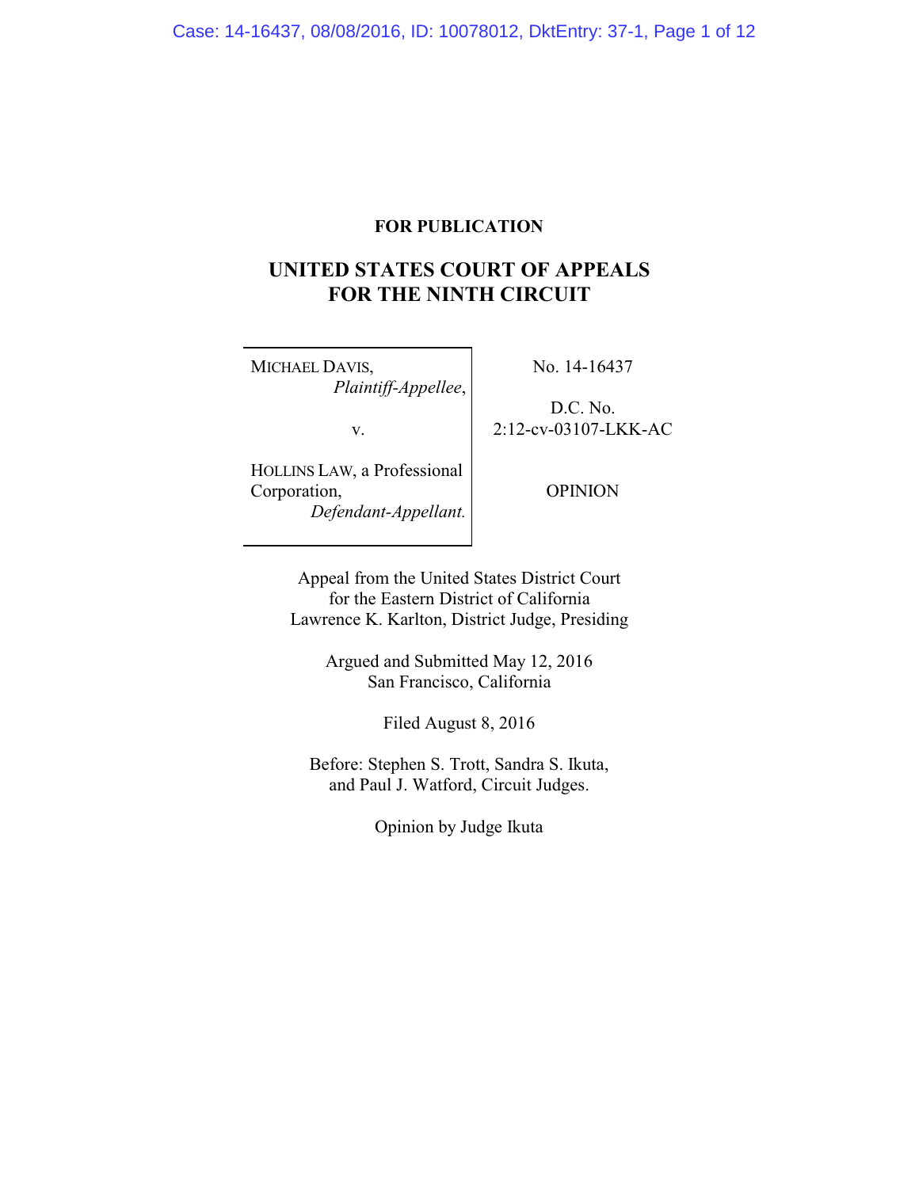**FOR PUBLICATION**

# UNITED STATES COURT OF APPEALS FOR THE NINTH CIRCUIT

MICHAEL DAVIS,
*Plaintiff-Appellee*,

v.

HOLLINS LAW, a Professional Corporation,
*Defendant-Appellant.*

No. 14-16437

D.C. No. 2:12-cv-03107-LKK-AC

OPINION

Appeal from the United States District Court for the Eastern District of California
Lawrence K. Karlton, District Judge, Presiding

Argued and Submitted May 12, 2016
San Francisco, California

Filed August 8, 2016

Before: Stephen S. Trott, Sandra S. Ikuta, and Paul J. Watford, Circuit Judges.

Opinion by Judge Ikuta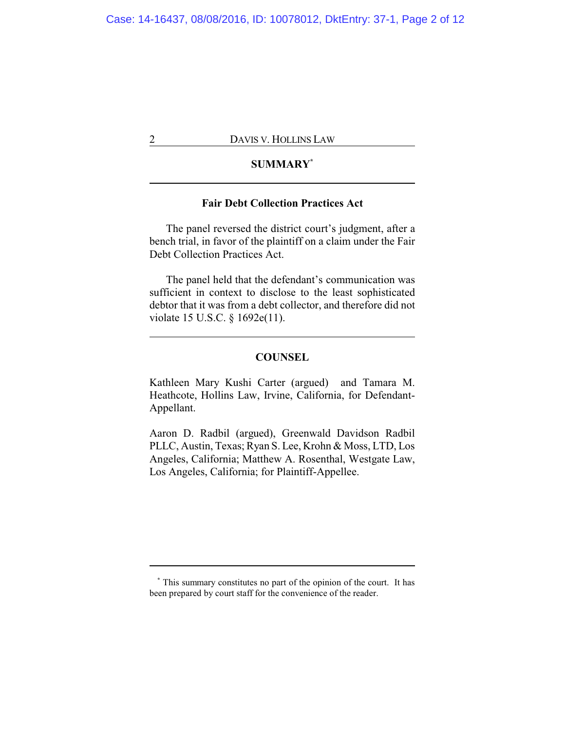## SUMMARY[*]

### Fair Debt Collection Practices Act

The panel reversed the district court's judgment, after a bench trial, in favor of the plaintiff on a claim under the Fair Debt Collection Practices Act.

The panel held that the defendant's communication was sufficient in context to disclose to the least sophisticated debtor that it was from a debt collector, and therefore did not violate 15 U.S.C. § 1692e(11).

## COUNSEL

Kathleen Mary Kushi Carter (argued) and Tamara M. Heathcote, Hollins Law, Irvine, California, for Defendant-Appellant.

Aaron D. Radbil (argued), Greenwald Davidson Radbil PLLC, Austin, Texas; Ryan S. Lee, Krohn & Moss, LTD, Los Angeles, California; Matthew A. Rosenthal, Westgate Law, Los Angeles, California; for Plaintiff-Appellee.

---

[*] This summary constitutes no part of the opinion of the court. It has been prepared by court staff for the convenience of the reader.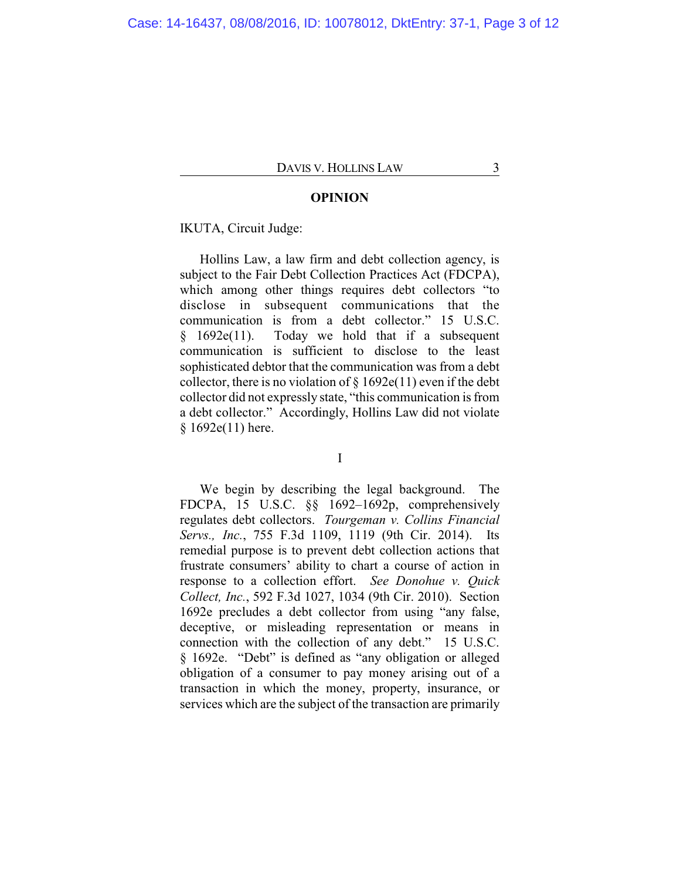## OPINION

IKUTA, Circuit Judge:

Hollins Law, a law firm and debt collection agency, is subject to the Fair Debt Collection Practices Act (FDCPA), which among other things requires debt collectors "to disclose in subsequent communications that the communication is from a debt collector." 15 U.S.C. § 1692e(11). Today we hold that if a subsequent communication is sufficient to disclose to the least sophisticated debtor that the communication was from a debt collector, there is no violation of § 1692e(11) even if the debt collector did not expressly state, "this communication is from a debt collector." Accordingly, Hollins Law did not violate § 1692e(11) here.

I

We begin by describing the legal background. The FDCPA, 15 U.S.C. §§ 1692–1692p, comprehensively regulates debt collectors. *Tourgeman v. Collins Financial Servs., Inc.*, 755 F.3d 1109, 1119 (9th Cir. 2014). Its remedial purpose is to prevent debt collection actions that frustrate consumers' ability to chart a course of action in response to a collection effort. *See Donohue v. Quick Collect, Inc.*, 592 F.3d 1027, 1034 (9th Cir. 2010). Section 1692e precludes a debt collector from using "any false, deceptive, or misleading representation or means in connection with the collection of any debt." 15 U.S.C. § 1692e. "Debt" is defined as "any obligation or alleged obligation of a consumer to pay money arising out of a transaction in which the money, property, insurance, or services which are the subject of the transaction are primarily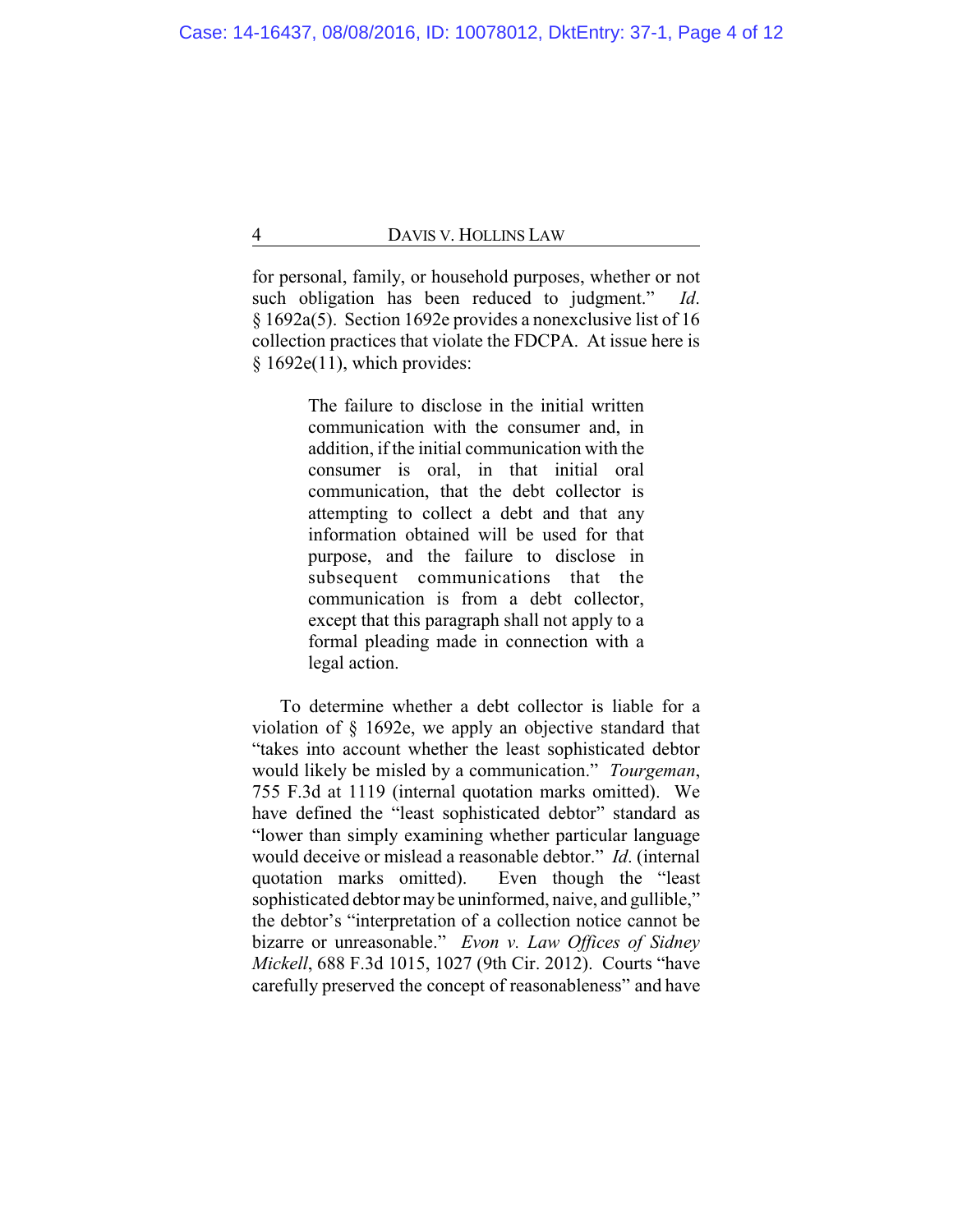for personal, family, or household purposes, whether or not such obligation has been reduced to judgment." *Id.* § 1692a(5). Section 1692e provides a nonexclusive list of 16 collection practices that violate the FDCPA. At issue here is § 1692e(11), which provides:

> The failure to disclose in the initial written communication with the consumer and, in addition, if the initial communication with the consumer is oral, in that initial oral communication, that the debt collector is attempting to collect a debt and that any information obtained will be used for that purpose, and the failure to disclose in subsequent communications that the communication is from a debt collector, except that this paragraph shall not apply to a formal pleading made in connection with a legal action.

To determine whether a debt collector is liable for a violation of § 1692e, we apply an objective standard that "takes into account whether the least sophisticated debtor would likely be misled by a communication." *Tourgeman*, 755 F.3d at 1119 (internal quotation marks omitted). We have defined the "least sophisticated debtor" standard as "lower than simply examining whether particular language would deceive or mislead a reasonable debtor." *Id.* (internal quotation marks omitted). Even though the "least sophisticated debtor may be uninformed, naive, and gullible," the debtor's "interpretation of a collection notice cannot be bizarre or unreasonable." *Evon v. Law Offices of Sidney Mickell*, 688 F.3d 1015, 1027 (9th Cir. 2012). Courts "have carefully preserved the concept of reasonableness" and have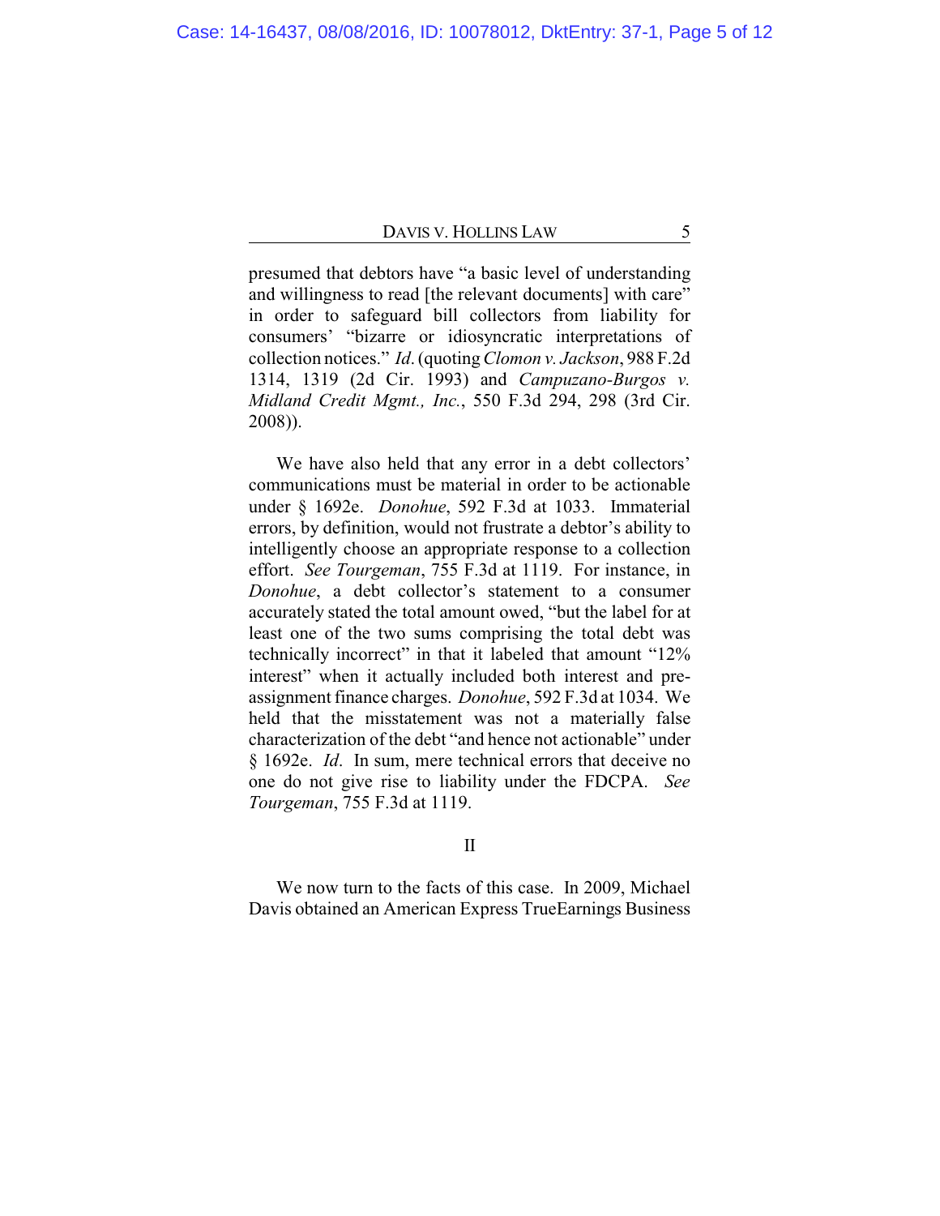presumed that debtors have "a basic level of understanding and willingness to read [the relevant documents] with care" in order to safeguard bill collectors from liability for consumers' "bizarre or idiosyncratic interpretations of collection notices." *Id.* (quoting *Clomon v. Jackson*, 988 F.2d 1314, 1319 (2d Cir. 1993) and *Campuzano-Burgos v. Midland Credit Mgmt., Inc.*, 550 F.3d 294, 298 (3rd Cir. 2008)).

We have also held that any error in a debt collectors' communications must be material in order to be actionable under § 1692e. *Donohue*, 592 F.3d at 1033. Immaterial errors, by definition, would not frustrate a debtor's ability to intelligently choose an appropriate response to a collection effort. *See Tourgeman*, 755 F.3d at 1119. For instance, in *Donohue*, a debt collector's statement to a consumer accurately stated the total amount owed, "but the label for at least one of the two sums comprising the total debt was technically incorrect" in that it labeled that amount "12% interest" when it actually included both interest and pre-assignment finance charges. *Donohue*, 592 F.3d at 1034. We held that the misstatement was not a materially false characterization of the debt "and hence not actionable" under § 1692e. *Id*. In sum, mere technical errors that deceive no one do not give rise to liability under the FDCPA. *See Tourgeman*, 755 F.3d at 1119.

## II

We now turn to the facts of this case. In 2009, Michael Davis obtained an American Express TrueEarnings Business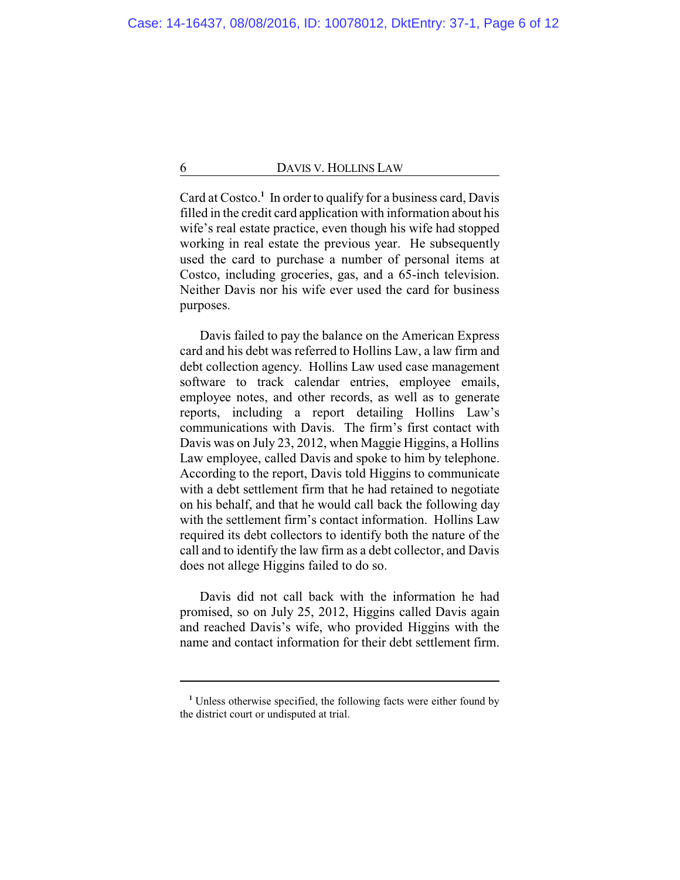Card at Costco.[1] In order to qualify for a business card, Davis filled in the credit card application with information about his wife's real estate practice, even though his wife had stopped working in real estate the previous year. He subsequently used the card to purchase a number of personal items at Costco, including groceries, gas, and a 65-inch television. Neither Davis nor his wife ever used the card for business purposes.

Davis failed to pay the balance on the American Express card and his debt was referred to Hollins Law, a law firm and debt collection agency. Hollins Law used case management software to track calendar entries, employee emails, employee notes, and other records, as well as to generate reports, including a report detailing Hollins Law's communications with Davis. The firm's first contact with Davis was on July 23, 2012, when Maggie Higgins, a Hollins Law employee, called Davis and spoke to him by telephone. According to the report, Davis told Higgins to communicate with a debt settlement firm that he had retained to negotiate on his behalf, and that he would call back the following day with the settlement firm's contact information. Hollins Law required its debt collectors to identify both the nature of the call and to identify the law firm as a debt collector, and Davis does not allege Higgins failed to do so.

Davis did not call back with the information he had promised, so on July 25, 2012, Higgins called Davis again and reached Davis's wife, who provided Higgins with the name and contact information for their debt settlement firm.

---

[1] Unless otherwise specified, the following facts were either found by the district court or undisputed at trial.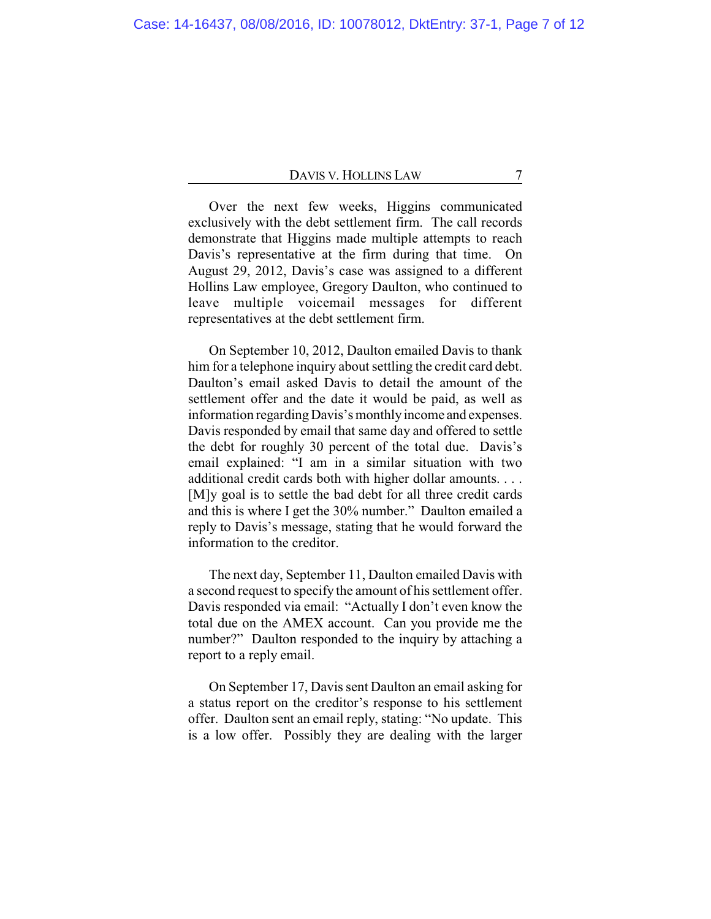Over the next few weeks, Higgins communicated exclusively with the debt settlement firm. The call records demonstrate that Higgins made multiple attempts to reach Davis's representative at the firm during that time. On August 29, 2012, Davis's case was assigned to a different Hollins Law employee, Gregory Daulton, who continued to leave multiple voicemail messages for different representatives at the debt settlement firm.

On September 10, 2012, Daulton emailed Davis to thank him for a telephone inquiry about settling the credit card debt. Daulton's email asked Davis to detail the amount of the settlement offer and the date it would be paid, as well as information regarding Davis's monthly income and expenses. Davis responded by email that same day and offered to settle the debt for roughly 30 percent of the total due. Davis's email explained: "I am in a similar situation with two additional credit cards both with higher dollar amounts. . . . [M]y goal is to settle the bad debt for all three credit cards and this is where I get the 30% number." Daulton emailed a reply to Davis's message, stating that he would forward the information to the creditor.

The next day, September 11, Daulton emailed Davis with a second request to specify the amount of his settlement offer. Davis responded via email: "Actually I don't even know the total due on the AMEX account. Can you provide me the number?" Daulton responded to the inquiry by attaching a report to a reply email.

On September 17, Davis sent Daulton an email asking for a status report on the creditor's response to his settlement offer. Daulton sent an email reply, stating: "No update. This is a low offer. Possibly they are dealing with the larger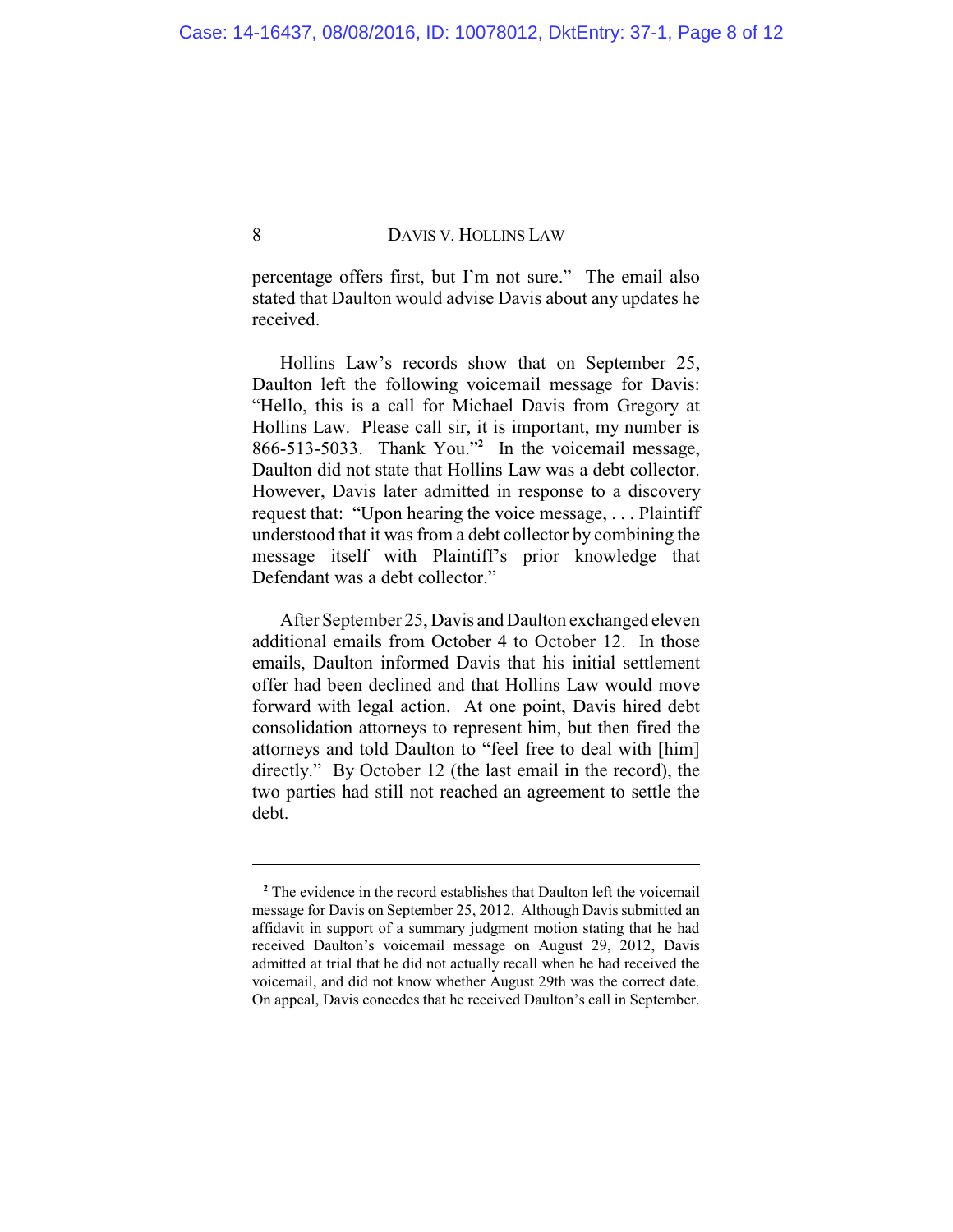percentage offers first, but I'm not sure." The email also stated that Daulton would advise Davis about any updates he received.

Hollins Law's records show that on September 25, Daulton left the following voicemail message for Davis: "Hello, this is a call for Michael Davis from Gregory at Hollins Law. Please call sir, it is important, my number is 866-513-5033. Thank You."[2] In the voicemail message, Daulton did not state that Hollins Law was a debt collector. However, Davis later admitted in response to a discovery request that: "Upon hearing the voice message, . . . Plaintiff understood that it was from a debt collector by combining the message itself with Plaintiff's prior knowledge that Defendant was a debt collector."

After September 25, Davis and Daulton exchanged eleven additional emails from October 4 to October 12. In those emails, Daulton informed Davis that his initial settlement offer had been declined and that Hollins Law would move forward with legal action. At one point, Davis hired debt consolidation attorneys to represent him, but then fired the attorneys and told Daulton to "feel free to deal with [him] directly." By October 12 (the last email in the record), the two parties had still not reached an agreement to settle the debt.

---

[2] The evidence in the record establishes that Daulton left the voicemail message for Davis on September 25, 2012. Although Davis submitted an affidavit in support of a summary judgment motion stating that he had received Daulton's voicemail message on August 29, 2012, Davis admitted at trial that he did not actually recall when he had received the voicemail, and did not know whether August 29th was the correct date. On appeal, Davis concedes that he received Daulton's call in September.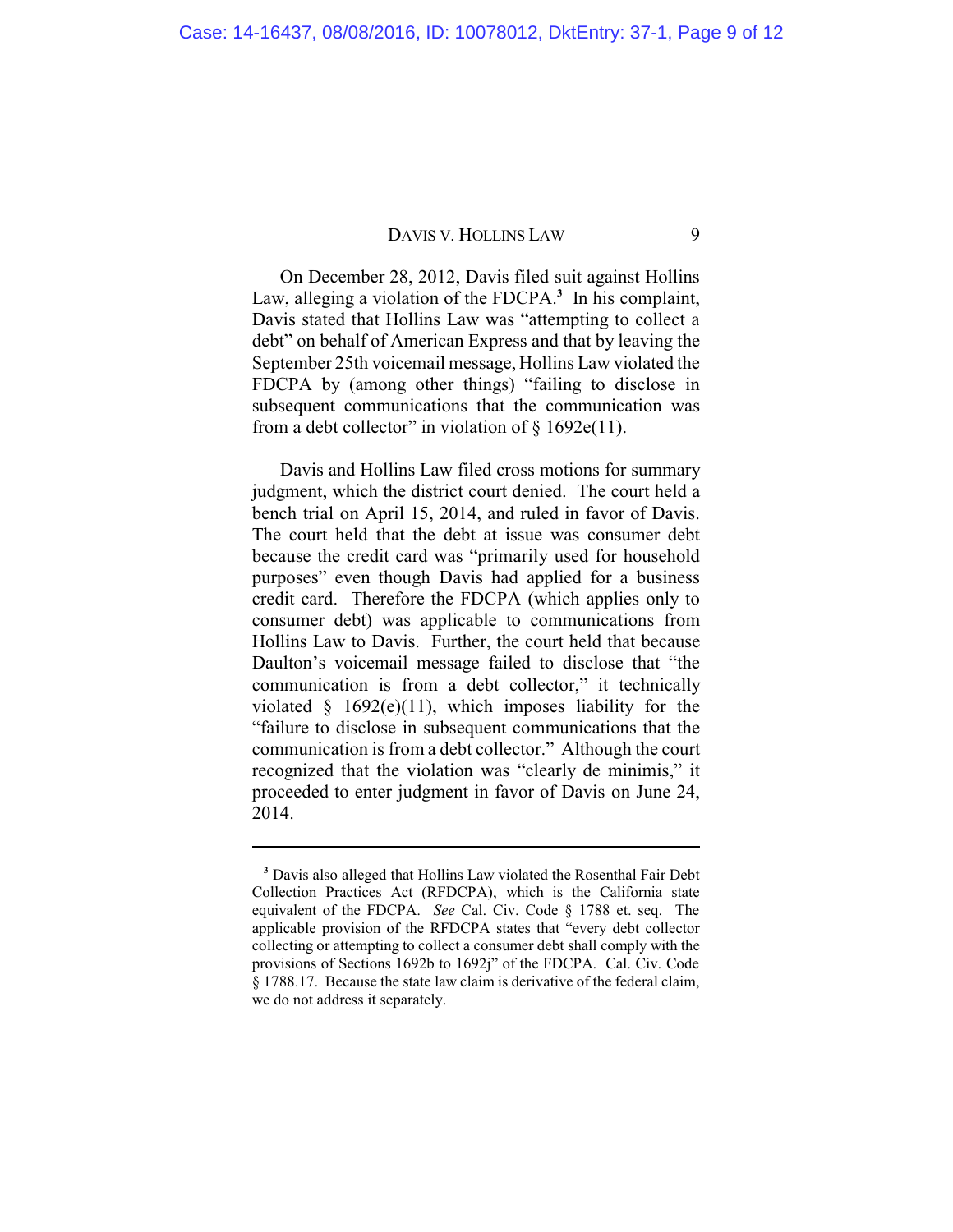On December 28, 2012, Davis filed suit against Hollins Law, alleging a violation of the FDCPA.[3] In his complaint, Davis stated that Hollins Law was "attempting to collect a debt" on behalf of American Express and that by leaving the September 25th voicemail message, Hollins Law violated the FDCPA by (among other things) "failing to disclose in subsequent communications that the communication was from a debt collector" in violation of § 1692e(11).

Davis and Hollins Law filed cross motions for summary judgment, which the district court denied. The court held a bench trial on April 15, 2014, and ruled in favor of Davis. The court held that the debt at issue was consumer debt because the credit card was "primarily used for household purposes" even though Davis had applied for a business credit card. Therefore the FDCPA (which applies only to consumer debt) was applicable to communications from Hollins Law to Davis. Further, the court held that because Daulton's voicemail message failed to disclose that "the communication is from a debt collector," it technically violated § 1692(e)(11), which imposes liability for the "failure to disclose in subsequent communications that the communication is from a debt collector." Although the court recognized that the violation was "clearly de minimis," it proceeded to enter judgment in favor of Davis on June 24, 2014.

---

[3] Davis also alleged that Hollins Law violated the Rosenthal Fair Debt Collection Practices Act (RFDCPA), which is the California state equivalent of the FDCPA. *See* Cal. Civ. Code § 1788 et. seq. The applicable provision of the RFDCPA states that "every debt collector collecting or attempting to collect a consumer debt shall comply with the provisions of Sections 1692b to 1692j" of the FDCPA. Cal. Civ. Code § 1788.17. Because the state law claim is derivative of the federal claim, we do not address it separately.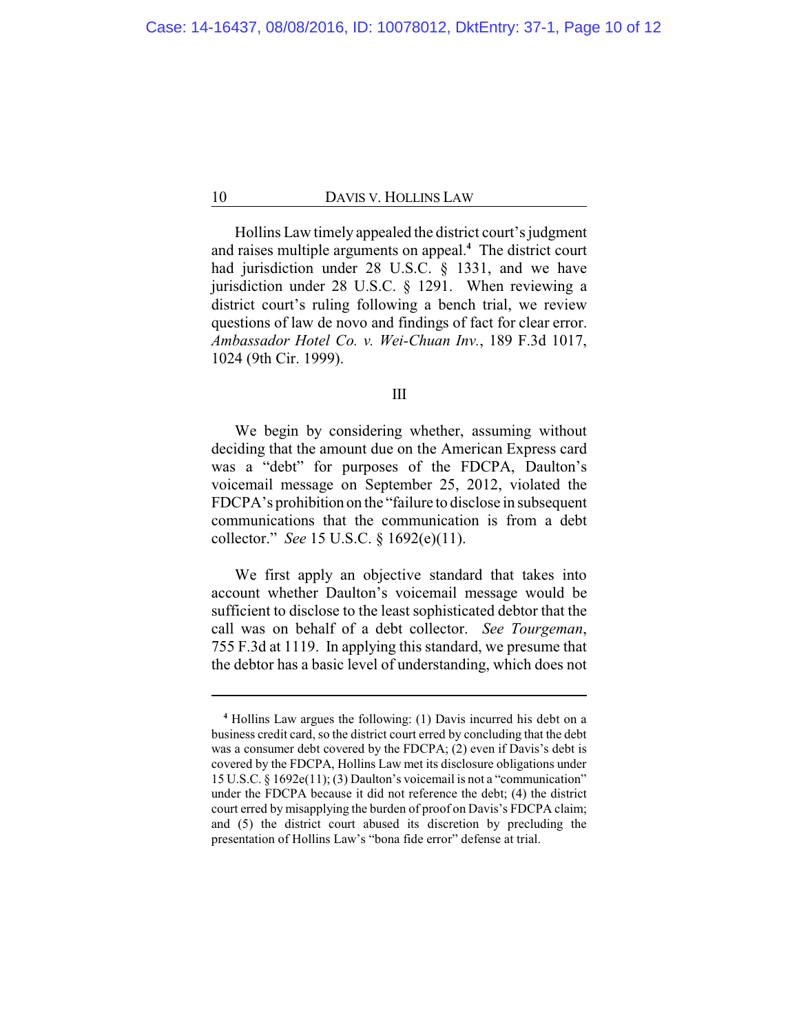Hollins Law timely appealed the district court's judgment and raises multiple arguments on appeal.[4] The district court had jurisdiction under 28 U.S.C. § 1331, and we have jurisdiction under 28 U.S.C. § 1291. When reviewing a district court's ruling following a bench trial, we review questions of law de novo and findings of fact for clear error. *Ambassador Hotel Co. v. Wei-Chuan Inv.*, 189 F.3d 1017, 1024 (9th Cir. 1999).

III

We begin by considering whether, assuming without deciding that the amount due on the American Express card was a "debt" for purposes of the FDCPA, Daulton's voicemail message on September 25, 2012, violated the FDCPA's prohibition on the "failure to disclose in subsequent communications that the communication is from a debt collector." *See* 15 U.S.C. § 1692(e)(11).

We first apply an objective standard that takes into account whether Daulton's voicemail message would be sufficient to disclose to the least sophisticated debtor that the call was on behalf of a debt collector. *See Tourgeman*, 755 F.3d at 1119. In applying this standard, we presume that the debtor has a basic level of understanding, which does not

---

[4] Hollins Law argues the following: (1) Davis incurred his debt on a business credit card, so the district court erred by concluding that the debt was a consumer debt covered by the FDCPA; (2) even if Davis's debt is covered by the FDCPA, Hollins Law met its disclosure obligations under 15 U.S.C. § 1692e(11); (3) Daulton's voicemail is not a "communication" under the FDCPA because it did not reference the debt; (4) the district court erred by misapplying the burden of proof on Davis's FDCPA claim; and (5) the district court abused its discretion by precluding the presentation of Hollins Law's "bona fide error" defense at trial.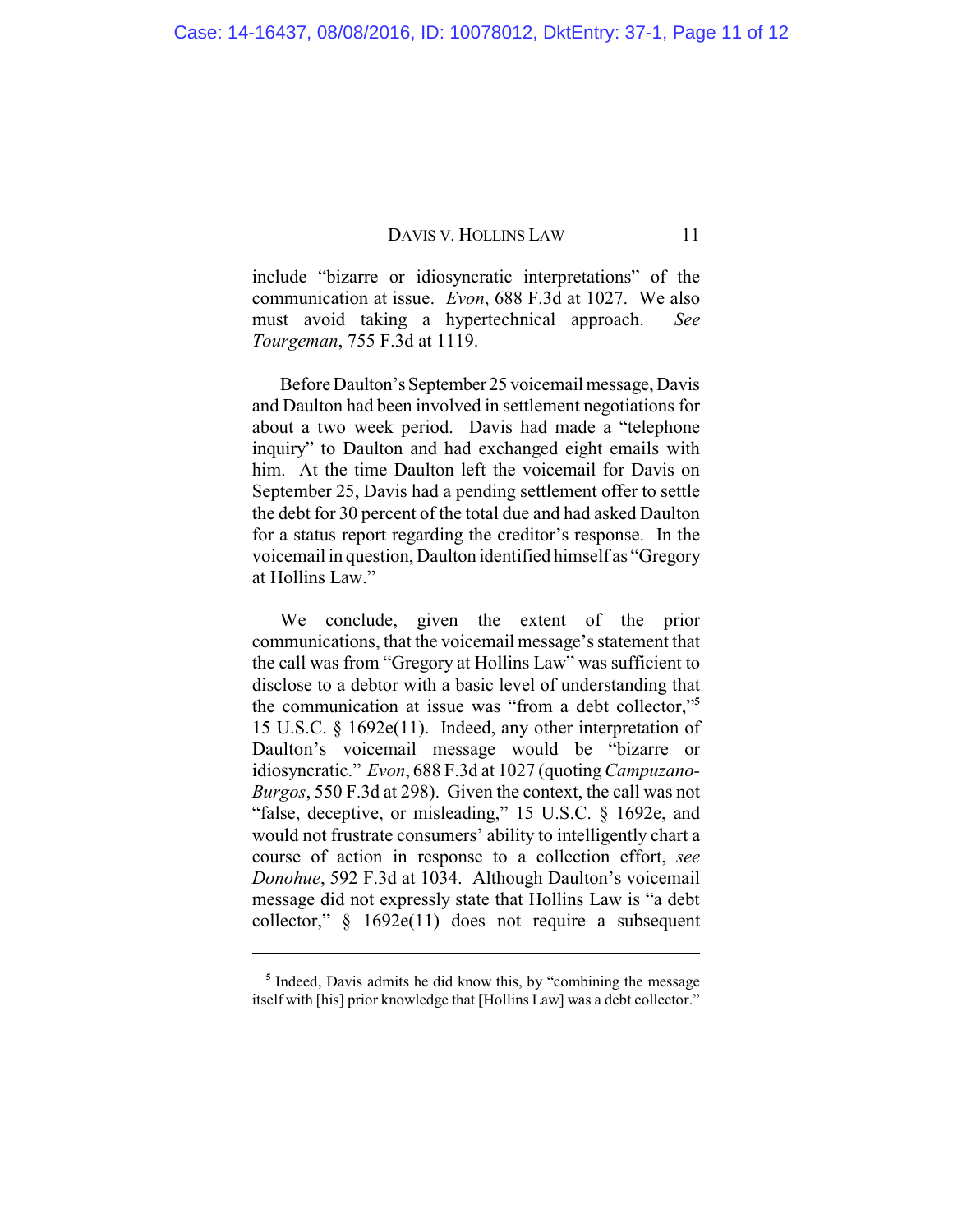include "bizarre or idiosyncratic interpretations" of the communication at issue. *Evon*, 688 F.3d at 1027. We also must avoid taking a hypertechnical approach. *See Tourgeman*, 755 F.3d at 1119.

Before Daulton's September 25 voicemail message, Davis and Daulton had been involved in settlement negotiations for about a two week period. Davis had made a "telephone inquiry" to Daulton and had exchanged eight emails with him. At the time Daulton left the voicemail for Davis on September 25, Davis had a pending settlement offer to settle the debt for 30 percent of the total due and had asked Daulton for a status report regarding the creditor's response. In the voicemail in question, Daulton identified himself as "Gregory at Hollins Law."

We conclude, given the extent of the prior communications, that the voicemail message's statement that the call was from "Gregory at Hollins Law" was sufficient to disclose to a debtor with a basic level of understanding that the communication at issue was "from a debt collector,"[5] 15 U.S.C. § 1692e(11). Indeed, any other interpretation of Daulton's voicemail message would be "bizarre or idiosyncratic." *Evon*, 688 F.3d at 1027 (quoting *Campuzano-Burgos*, 550 F.3d at 298). Given the context, the call was not "false, deceptive, or misleading," 15 U.S.C. § 1692e, and would not frustrate consumers' ability to intelligently chart a course of action in response to a collection effort, *see Donohue*, 592 F.3d at 1034. Although Daulton's voicemail message did not expressly state that Hollins Law is "a debt collector," § 1692e(11) does not require a subsequent

---

[5] Indeed, Davis admits he did know this, by "combining the message itself with [his] prior knowledge that [Hollins Law] was a debt collector."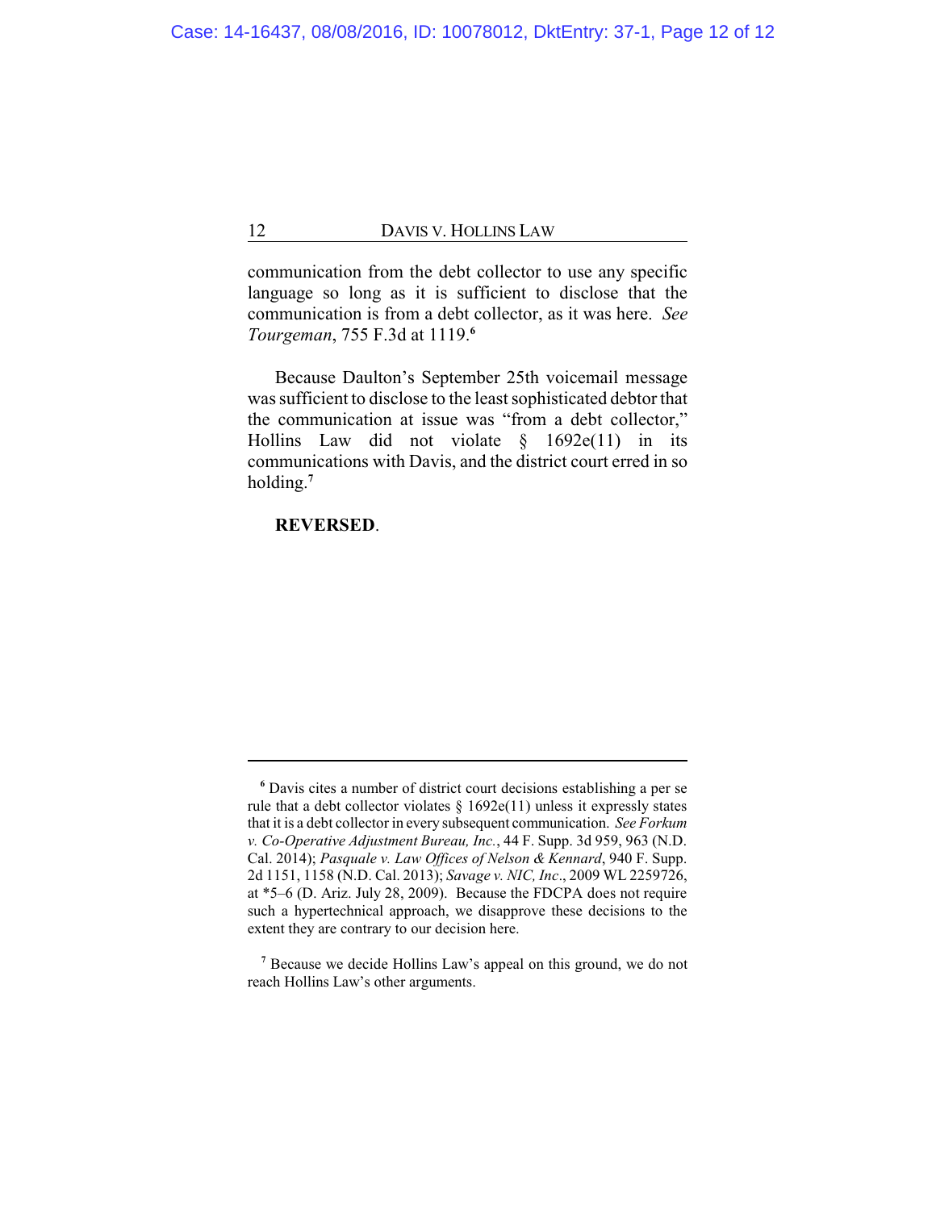communication from the debt collector to use any specific language so long as it is sufficient to disclose that the communication is from a debt collector, as it was here. *See Tourgeman*, 755 F.3d at 1119.[6]

Because Daulton's September 25th voicemail message was sufficient to disclose to the least sophisticated debtor that the communication at issue was "from a debt collector," Hollins Law did not violate § 1692e(11) in its communications with Davis, and the district court erred in so holding.[7]

**REVERSED**.

---

[6] Davis cites a number of district court decisions establishing a per se rule that a debt collector violates § 1692e(11) unless it expressly states that it is a debt collector in every subsequent communication. *See Forkum v. Co-Operative Adjustment Bureau, Inc.*, 44 F. Supp. 3d 959, 963 (N.D. Cal. 2014); *Pasquale v. Law Offices of Nelson & Kennard*, 940 F. Supp. 2d 1151, 1158 (N.D. Cal. 2013); *Savage v. NIC, Inc*., 2009 WL 2259726, at *5–6 (D. Ariz. July 28, 2009). Because the FDCPA does not require such a hypertechnical approach, we disapprove these decisions to the extent they are contrary to our decision here.

[7] Because we decide Hollins Law's appeal on this ground, we do not reach Hollins Law's other arguments.